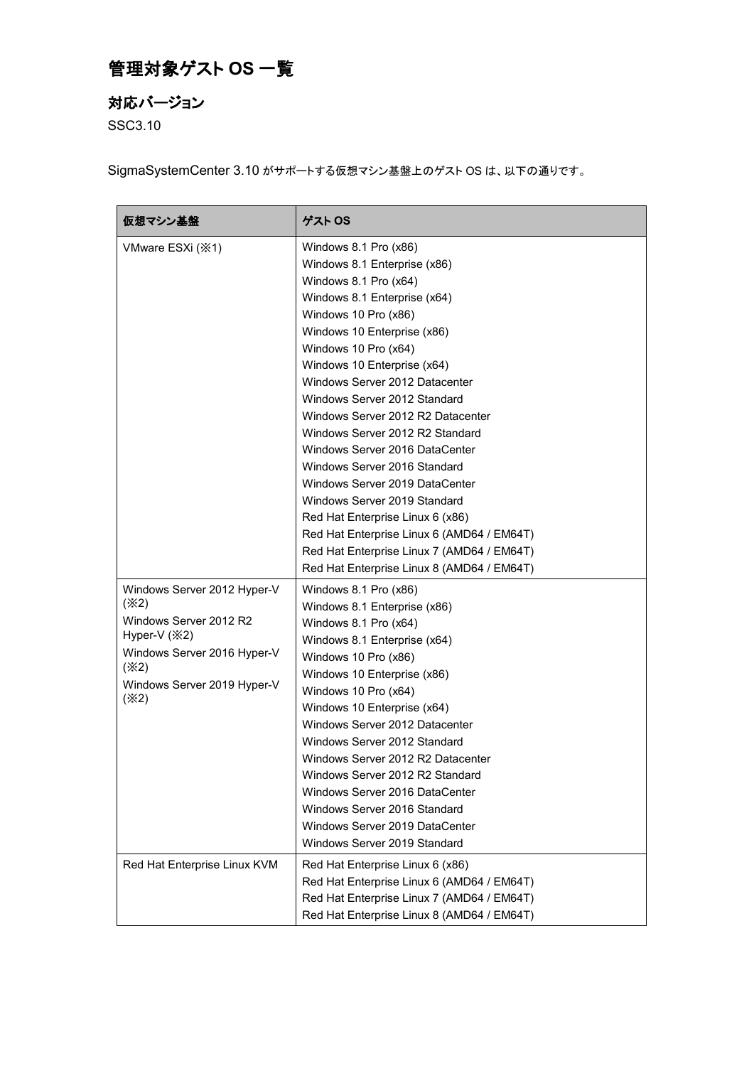# 管理対象ゲスト OS 一覧

## 対応バージョン

SSC3.10

SigmaSystemCenter 3.10 がサポートする仮想マシン基盤上のゲスト OS は、以下の通りです。

| 仮想マシン基盤 | ゲスト OS |
|---|---|
| VMware ESXi (※1) | Windows 8.1 Pro (x86)<br>Windows 8.1 Enterprise (x86)<br>Windows 8.1 Pro (x64)<br>Windows 8.1 Enterprise (x64)<br>Windows 10 Pro (x86)<br>Windows 10 Enterprise (x86)<br>Windows 10 Pro (x64)<br>Windows 10 Enterprise (x64)<br>Windows Server 2012 Datacenter<br>Windows Server 2012 Standard<br>Windows Server 2012 R2 Datacenter<br>Windows Server 2012 R2 Standard<br>Windows Server 2016 DataCenter<br>Windows Server 2016 Standard<br>Windows Server 2019 DataCenter<br>Windows Server 2019 Standard<br>Red Hat Enterprise Linux 6 (x86)<br>Red Hat Enterprise Linux 6 (AMD64 / EM64T)<br>Red Hat Enterprise Linux 7 (AMD64 / EM64T)<br>Red Hat Enterprise Linux 8 (AMD64 / EM64T) |
| Windows Server 2012 Hyper-V (※2)<br>Windows Server 2012 R2 Hyper-V (※2)<br>Windows Server 2016 Hyper-V (※2)<br>Windows Server 2019 Hyper-V (※2) | Windows 8.1 Pro (x86)<br>Windows 8.1 Enterprise (x86)<br>Windows 8.1 Pro (x64)<br>Windows 8.1 Enterprise (x64)<br>Windows 10 Pro (x86)<br>Windows 10 Enterprise (x86)<br>Windows 10 Pro (x64)<br>Windows 10 Enterprise (x64)<br>Windows Server 2012 Datacenter<br>Windows Server 2012 Standard<br>Windows Server 2012 R2 Datacenter<br>Windows Server 2012 R2 Standard<br>Windows Server 2016 DataCenter<br>Windows Server 2016 Standard<br>Windows Server 2019 DataCenter<br>Windows Server 2019 Standard |
| Red Hat Enterprise Linux KVM | Red Hat Enterprise Linux 6 (x86)<br>Red Hat Enterprise Linux 6 (AMD64 / EM64T)<br>Red Hat Enterprise Linux 7 (AMD64 / EM64T)<br>Red Hat Enterprise Linux 8 (AMD64 / EM64T) |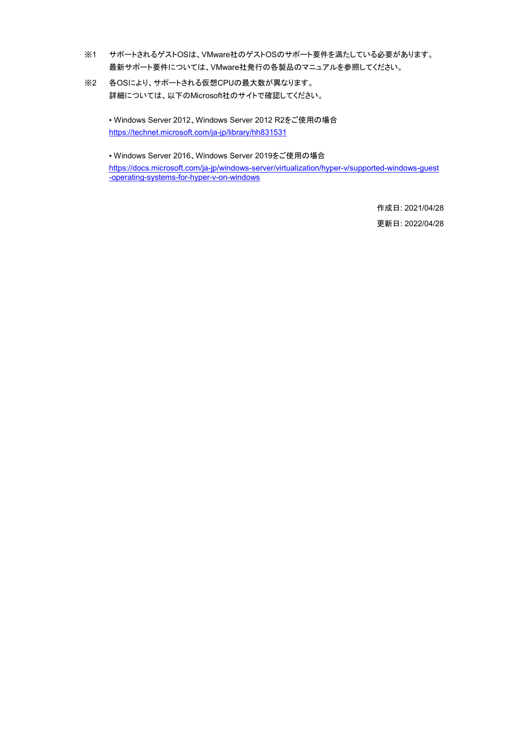※1　サポートされるゲストOSは、VMware社のゲストOSのサポート要件を満たしている必要があります。
最新サポート要件については、VMware社発行の各製品のマニュアルを参照してください。

※2　各OSにより、サポートされる仮想CPUの最大数が異なります。
詳細については、以下のMicrosoft社のサイトで確認してください。

▪ Windows Server 2012、Windows Server 2012 R2をご使用の場合
https://technet.microsoft.com/ja-jp/library/hh831531

▪ Windows Server 2016、Windows Server 2019をご使用の場合
https://docs.microsoft.com/ja-jp/windows-server/virtualization/hyper-v/supported-windows-guest-operating-systems-for-hyper-v-on-windows

作成日: 2021/04/28

更新日: 2022/04/28